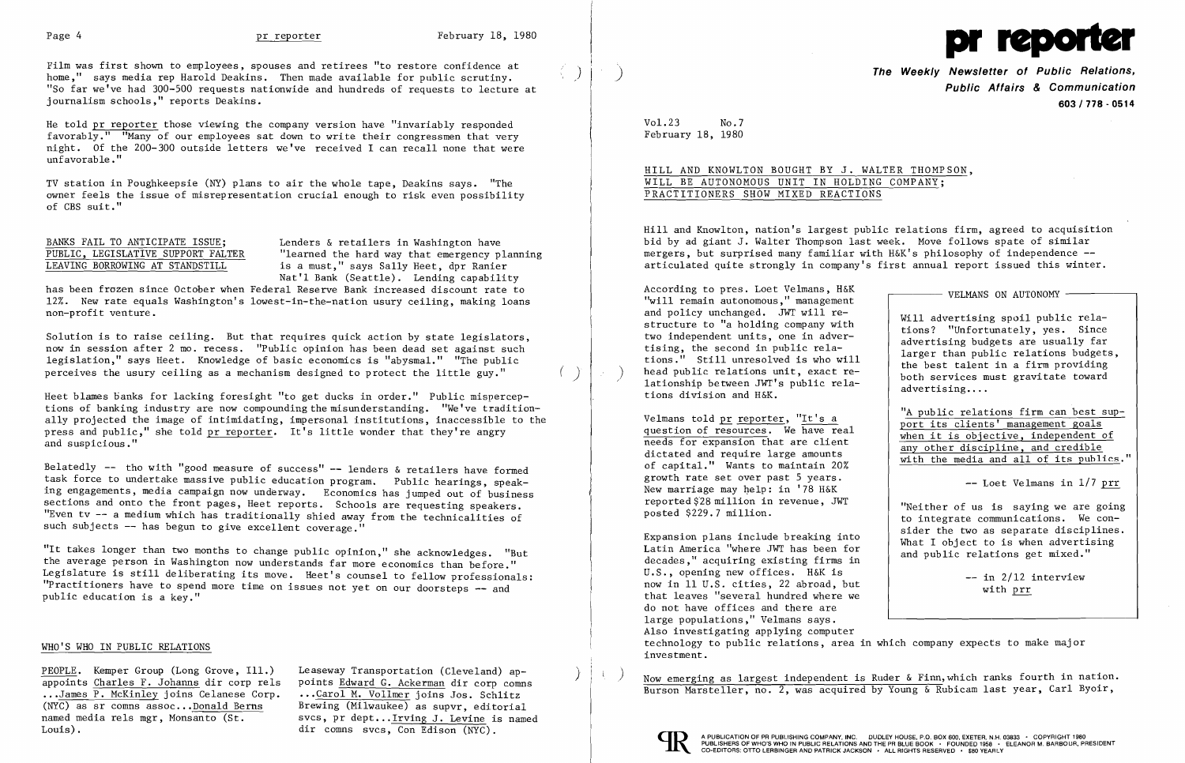Film was first shown to employees, spouses and retirees "to restore confidence at home," says media rep Harold Deakins. Then made available for public scrutiny. "So far we've had 300-500 requests nationwide and hundreds of requests to lecture at journalism schools," reports Deakins.

He told pr reporter those viewing the company version have "invariably responded favorably." "Many of our employees sat down to write their congressmen that very night. Of the 200-300 outside letters we've received I can recall none that were unfavorable."

TV station in Poughkeepsie (NY) plans to air the whole tape, Deakins says. "The owner feels the issue of misrepresentation crucial enough to risk even possibility of CBS suit."

## BANKS FAIL TO ANTICIPATE ISSUE; PUBLIC, LEGISLATIVE SUPPORT FALTER LEAVING BORROWING AT STANDSTILL

Lenders & retailers in Washington have "learned the hard way that emergency planning is a must," says Sally Heet, dpr Ranier Nat'l Bank (Seattle). Lending capability has been frozen since October when Federal Reserve Bank increased discount rate to 12%. New rate equals Washington's lowest-in-the-nation usury ceiling, making loans non-profit venture.

Solution is to raise ceiling. But that requires quick action by state legislators, now in session after 2 mo. recess. "Public opinion has been dead set against such legislation," says Heet. Knowledge of basic economics is "abysmal." "The public perceives the usury ceiling as a mechanism designed to protect the little guy."

Heet blames banks for lacking foresight "to get ducks in order." Public misperceptions of banking industry are now compounding the misunderstanding. "We've traditionally projected the image of intimidating, impersonal institutions, inaccessible to the press and public," she told pr reporter. It's little wonder that they're angry and suspicious."

Belatedly -- tho with "good measure of success" -- lenders & retailers have formed task force to undertake massive public education program. Public hearings, speaking engagements, media campaign now underway. Economics has jumped out of business sections and onto the front pages, Heet reports. Schools are requesting speakers. "Even tv -- a medium which has traditionally shied away from the technicalities of such subjects -- has begun to give excellent coverage."

"It takes longer than two months to change public opinion," she acknowledges. "But the average person in Washington now understands far more economics than before." Legislature is still deliberating its move. Heet's counsel to fellow professionals: "Practitioners have to spend more time on issues not yet on our doorsteps -- and public education is a key."

## WHO'S WHO IN PUBLIC RELATIONS

PEOPLE. Kemper Group (Long Grove, Ill.) appoints Charles F. Johanns dir corp rels ...James P. McKinley joins Celanese Corp. (NYC) as sr comns assoc...Donald Berns named media rels mgr, Monsanto (St. Louis). Leaseway Transportation (Cleveland) appoints Edward G. Ackerman dir corp comns ...Carol M. Vollmer joins Jos. Schlitz Brewing (Milwaukee) as supvr, editorial svcs, pr dept...Irving J. Levine is named dir comns svcs, Con Edison (NYC).

# pr reporter

**The Weekly Newsletter of Public Relations, Public Affairs & Communication**
**603 / 778 - 0514**

Vol.23 No.7
February 18, 1980

## HILL AND KNOWLTON BOUGHT BY J. WALTER THOMPSON, WILL BE AUTONOMOUS UNIT IN HOLDING COMPANY; PRACTITIONERS SHOW MIXED REACTIONS

Hill and Knowlton, nation's largest public relations firm, agreed to acquisition bid by ad giant J. Walter Thompson last week. Move follows spate of similar mergers, but surprised many familiar with H&K's philosophy of independence -- articulated quite strongly in company's first annual report issued this winter.

According to pres. Loet Velmans, H&K "will remain autonomous," management and policy unchanged. JWT will restructure to "a holding company with two independent units, one in advertising, the second in public relations." Still unresolved is who will head public relations unit, exact relationship between JWT's public relations division and H&K.

Velmans told pr reporter, "It's a question of resources. We have real needs for expansion that are client dictated and require large amounts of capital." Wants to maintain 20% growth rate set over past 5 years. New marriage may help: in '78 H&K reported $28 million in revenue, JWT posted $229.7 million.

Expansion plans include breaking into Latin America "where JWT has been for decades," acquiring existing firms in U.S., opening new offices. H&K is now in 11 U.S. cities, 22 abroad, but that leaves "several hundred where we do not have offices and there are large populations," Velmans says. Also investigating applying computer technology to public relations, area in which company expects to make major investment.

> **VELMANS ON AUTONOMY**
>
> Will advertising spoil public relations? "Unfortunately, yes. Since advertising budgets are usually far larger than public relations budgets, the best talent in a firm providing both services must gravitate toward advertising....
>
> "A public relations firm can best support its clients' management goals when it is objective, independent of any other discipline, and credible with the media and all of its publics."
>
> -- Loet Velmans in 1/7 prr
>
> "Neither of us is saying we are going to integrate communications. We consider the two as separate disciplines. What I object to is when advertising and public relations get mixed."
>
> -- in 2/12 interview with prr

Now emerging as largest independent is Ruder & Finn, which ranks fourth in nation. Burson Marsteller, no. 2, was acquired by Young & Rubicam last year, Carl Byoir,

A PUBLICATION OF PR PUBLISHING COMPANY, INC. DUDLEY HOUSE, P.O. BOX 600, EXETER, N.H. 03833 • COPYRIGHT 1980 PUBLISHERS OF WHO'S WHO IN PUBLIC RELATIONS AND THE PR BLUE BOOK • FOUNDED 1958 • ELEANOR M. BARBOUR, PRESIDENT CO-EDITORS: OTTO LERBINGER AND PATRICK JACKSON • ALL RIGHTS RESERVED • $80 YEARLY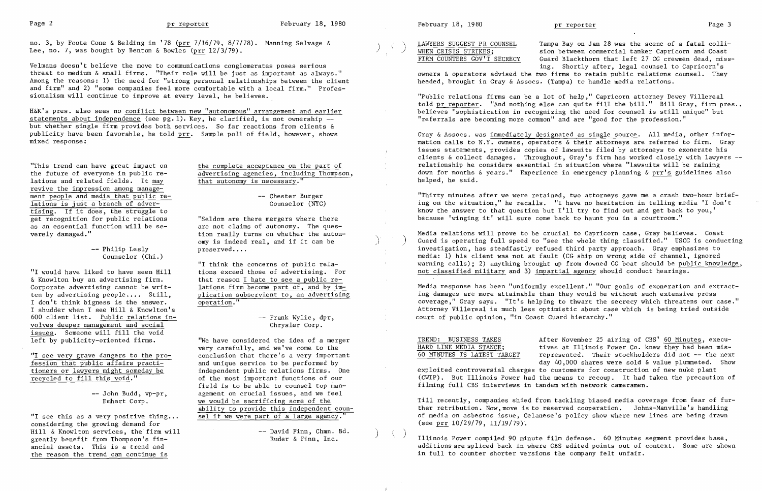no. 3, by Foote Cone & Belding in '78 (prr 7/16/79, 8/7/78). Manning Selvage & Lee, no. 7, was bought by Benton & Bowles (prr 12/3/79).

Velmans doesn't believe the move to communications conglomerates poses serious threat to medium & small firms. "Their role will be just as important as always." Among the reasons: 1) the need for "strong personal relationships between the client and firm" and 2) "some companies feel more comfortable with a local firm." Professionalism will continue to improve at every level, he believes.

H&K's pres. also sees no conflict between new "autonomous" arrangement and earlier statements about independence (see pg. 1). Key, he clarified, is not ownership -- but whether single firm provides both services. So far reactions from clients & publicity have been favorable, he told prr. Sample poll of field, however, shows mixed response:

"This trend can have great impact on the future of everyone in public relations and related fields. It may revive the impression among management people and media that public relations is just a branch of advertising. If it does, the struggle to get recognition for public relations as an essential function will be severely damaged."

-- Philip Lesly
Counselor (Chi.)

"I would have liked to have seen Hill & Knowlton buy an advertising firm. Corporate advertising cannot be written by advertising people.... Still, I don't think bigness is the answer. I shudder when I see Hill & Knowlton's 600 client list. Public relations involves deeper management and social issues. Someone will fill the void left by publicity-oriented firms.

"I see very grave dangers to the profession that public affairs practitioners or lawyers might someday be recycled to fill this void."

-- John Budd, vp-pr,
Emhart Corp.

"I see this as a very positive thing... considering the growing demand for Hill & Knowlton services, the firm will greatly benefit from Thompson's financial assets. This is a trend and the reason the trend can continue is the complete acceptance on the part of advertising agencies, including Thompson, that autonomy is necessary."

-- Chester Burger
Counselor (NYC)

"Seldom are there mergers where there are not claims of autonomy. The question really turns on whether the autonomy is indeed real, and if it can be preserved....

"I think the concerns of public relations exceed those of advertising. For that reason I hate to see a public relations firm become part of, and by implication subservient to, an advertising operation."

-- Frank Wylie, dpr,
Chrysler Corp.

"We have considered the idea of a merger very carefully, and we've come to the conclusion that there's a very important and unique service to be performed by independent public relations firms. One of the most important functions of our field is to be able to counsel top management on crucial issues, and we feel we would be sacrificing some of the ability to provide this independent counsel if we were part of a large agency."

-- David Finn, Chmn. Bd.
Ruder & Finn, Inc.

## LAWYERS SUGGEST PR COUNSEL WHEN CRISIS STRIKES; FIRM COUNTERS GOV'T SECRECY

Tampa Bay on Jan 28 was the scene of a fatal collision between commercial tanker Capricorn and Coast Guard Blackthorn that left 27 CG crewmen dead, missing. Shortly after, legal counsel to Capricorn's owners & operators advised the two firms to retain public relations counsel. They heeded, brought in Gray & Assocs. (Tampa) to handle media relations.

"Public relations firms can be a lot of help," Capricorn attorney Dewey Villereal told pr reporter. "And nothing else can quite fill the bill." Bill Gray, firm pres., believes "sophistication in recognizing the need for counsel is still unique" but "referrals are becoming more common" and are "good for the profession."

Gray & Assocs. was immediately designated as single source. All media, other information calls to N.Y. owners, operators & their attorneys are referred to firm. Gray issues statements, provides copies of lawsuits filed by attorneys to exonerate his clients & collect damages. Throughout, Gray's firm has worked closely with lawyers -- relationship he considers essential in situation where "lawsuits will be raining down for months & years." Experience in emergency planning & prr's guidelines also helped, he said.

"Thirty minutes after we were retained, two attorneys gave me a crash two-hour briefing on the situation," he recalls. "I have no hesitation in telling media 'I don't know the answer to that question but I'll try to find out and get back to you,' because 'winging it' will sure come back to haunt you in a courtroom."

Media relations will prove to be crucial to Capricorn case, Gray believes. Coast Guard is operating full speed to "see the whole thing classified." USCG is conducting investigation, has steadfastly refused third party approach. Gray emphasizes to media: 1) his client was not at fault (CG ship on wrong side of channel, ignored warning calls); 2) anything brought up from downed CG boat should be public knowledge, not classified military and 3) impartial agency should conduct hearings.

Media response has been "uniformly excellent." "Our goals of exoneration and extracting damages are more attainable than they would be without such extensive press coverage," Gray says. "It's helping to thwart the secrecy which threatens our case." Attorney Villereal is much less optimistic about case which is being tried outside court of public opinion, "in Coast Guard hierarchy."

## TREND: BUSINESS TAKES HARD LINE MEDIA STANCE; 60 MINUTES IS LATEST TARGET

After November 25 airing of CBS' 60 Minutes, executives at Illinois Power Co. knew they had been misrepresented. Their stockholders did not -- the next day 40,000 shares were sold & value plummeted. Show exploited controversial charges to customers for construction of new nuke plant (CWIP). But Illinois Power had the means to recoup. It had taken the precaution of filming full CBS interviews in tandem with network cameramen.

Till recently, companies shied from tackling biased media coverage from fear of further retribution. Now, move is to reserved cooperation. Johns-Manville's handling of media on asbestos issue, Celanese's policy show where new lines are being drawn (see prr 10/29/79, 11/19/79).

Illinois Power compiled 90 minute film defense. 60 Minutes segment provides base, additions are spliced back in where CBS edited points out of context. Some are shown in full to counter shorter versions the company felt unfair.